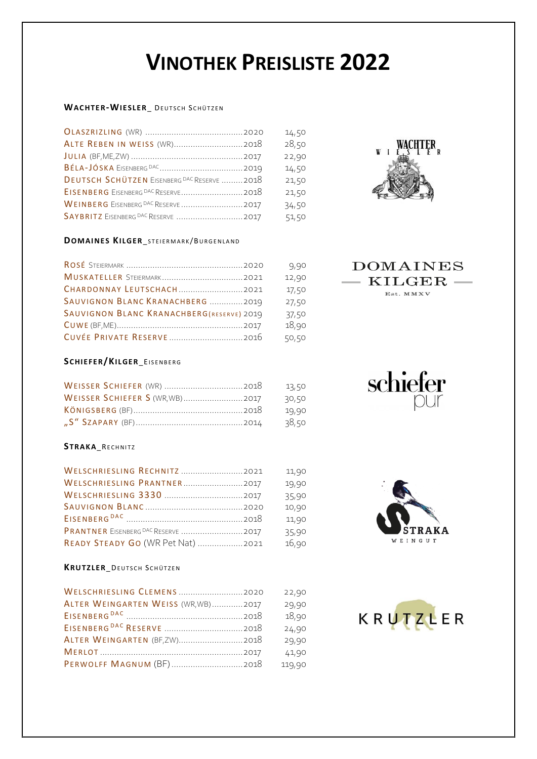# VINOTHEK PREISLISTE 2022

### WACHTER-WIESLER_ DEUTSCH SCHÜTZEN

| Wein | Jahrgang | Preis |
|---|---|---|
| OLASZRIZLING (WR) | 2020 | 14,50 |
| ALTE REBEN IN WEISS (WR) | 2018 | 28,50 |
| JULIA (BF,ME,ZW) | 2017 | 22,90 |
| BÉLA-JÓSKA EISENBERG DAC | 2019 | 14,50 |
| DEUTSCH SCHÜTZEN EISENBERG DAC RESERVE | 2018 | 21,50 |
| EISENBERG EISENBERG DAC RESERVE | 2018 | 21,50 |
| WEINBERG EISENBERG DAC RESERVE | 2017 | 34,50 |
| SAYBRITZ EISENBERG DAC RESERVE | 2017 | 51,50 |

### DOMAINES KILGER_STEIERMARK/BURGENLAND

| Wein | Jahrgang | Preis |
|---|---|---|
| ROSÉ STEIERMARK | 2020 | 9,90 |
| MUSKATELLER STEIERMARK | 2021 | 12,90 |
| CHARDONNAY LEUTSCHACH | 2021 | 17,50 |
| SAUVIGNON BLANC KRANACHBERG | 2019 | 27,50 |
| SAUVIGNON BLANC KRANACHBERG (RESERVE) | 2019 | 37,50 |
| CUWE (BF,ME) | 2017 | 18,90 |
| CUVÉE PRIVATE RESERVE | 2016 | 50,50 |

### SCHIEFER/KILGER_EISENBERG

| Wein | Jahrgang | Preis |
|---|---|---|
| WEISSER SCHIEFER (WR) | 2018 | 13,50 |
| WEISSER SCHIEFER S (WR,WB) | 2017 | 30,50 |
| KÖNIGSBERG (BF) | 2018 | 19,90 |
| „S“ SZAPARY (BF) | 2014 | 38,50 |

### STRAKA_RECHNITZ

| Wein | Jahrgang | Preis |
|---|---|---|
| WELSCHRIESLING RECHNITZ | 2021 | 11,90 |
| WELSCHRIESLING PRANTNER | 2017 | 19,90 |
| WELSCHRIESLING 3330 | 2017 | 35,90 |
| SAUVIGNON BLANC | 2020 | 10,90 |
| EISENBERG DAC | 2018 | 11,90 |
| PRANTNER EISENBERG DAC RESERVE | 2017 | 35,90 |
| READY STEADY GO (WR Pet Nat) | 2021 | 16,90 |

### KRUTZLER_DEUTSCH SCHÜTZEN

| Wein | Jahrgang | Preis |
|---|---|---|
| WELSCHRIESLING CLEMENS | 2020 | 22,90 |
| ALTER WEINGARTEN WEISS (WR,WB) | 2017 | 29,90 |
| EISENBERG DAC | 2018 | 18,90 |
| EISENBERG DAC RESERVE | 2018 | 24,90 |
| ALTER WEINGARTEN (BF,ZW) | 2018 | 29,90 |
| MERLOT | 2017 | 41,90 |
| PERWOLFF MAGNUM (BF) | 2018 | 119,90 |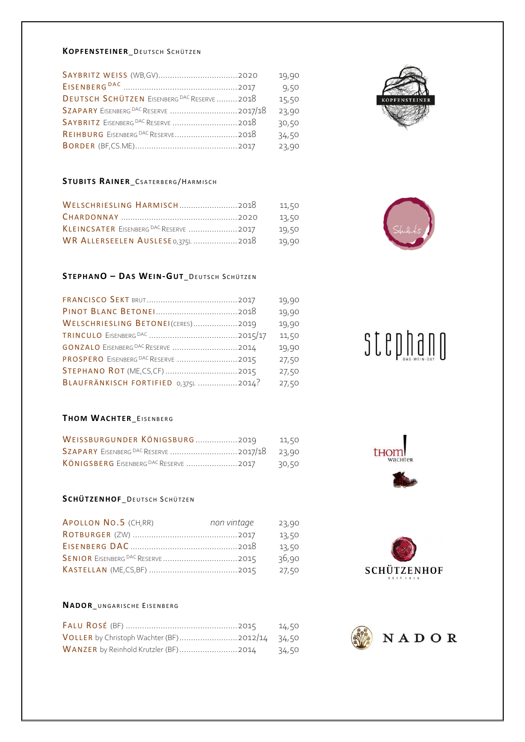## KOPFENSTEINER_Deutsch Schützen

| Wine | Vintage | Price |
|---|---|---|
| SAYBRITZ WEISS (WB,GV) | 2020 | 19,90 |
| EISENBERG DAC | 2017 | 9,50 |
| DEUTSCH SCHÜTZEN Eisenberg DAC Reserve | 2018 | 15,50 |
| SZAPARY Eisenberg DAC Reserve | 2017/18 | 23,90 |
| SAYBRITZ Eisenberg DAC Reserve | 2018 | 30,50 |
| REIHBURG Eisenberg DAC Reserve | 2018 | 34,50 |
| BORDER (BF,CS.ME) | 2017 | 23,90 |

## STUBITS RAINER_Csaterberg/Harmisch

| Wine | Vintage | Price |
|---|---|---|
| WELSCHRIESLING HARMISCH | 2018 | 11,50 |
| CHARDONNAY | 2020 | 13,50 |
| KLEINCSATER Eisenberg DAC Reserve | 2017 | 19,50 |
| WR ALLERSEELEN AUSLESE 0,375L | 2018 | 19,90 |

## STEPHANO – DAS WEIN-GUT_Deutsch Schützen

| Wine | Vintage | Price |
|---|---|---|
| FRANCISCO SEKT brut | 2017 | 19,90 |
| PINOT BLANC BETONEI | 2018 | 19,90 |
| WELSCHRIESLING BETONEI (CERES) | 2019 | 19,90 |
| TRINCULO Eisenberg DAC | 2015/17 | 11,50 |
| GONZALO Eisenberg DAC Reserve | 2014 | 19,90 |
| PROSPERO Eisenberg DAC Reserve | 2015 | 27,50 |
| STEPHANO ROT (ME,CS,CF) | 2015 | 27,50 |
| BLAUFRÄNKISCH FORTIFIED 0,375L | 2014? | 27,50 |

## THOM WACHTER_Eisenberg

| Wine | Vintage | Price |
|---|---|---|
| WEISSBURGUNDER KÖNIGSBURG | 2019 | 11,50 |
| SZAPARY Eisenberg DAC Reserve | 2017/18 | 23,90 |
| KÖNIGSBERG Eisenberg DAC Reserve | 2017 | 30,50 |

## SCHÜTZENHOF_Deutsch Schützen

| Wine | Vintage | Price |
|---|---|---|
| APOLLON NO.5 (CH,RR) | *non vintage* | 23,90 |
| ROTBURGER (ZW) | 2017 | 13,50 |
| EISENBERG DAC | 2018 | 13,50 |
| SENIOR Eisenberg DAC Reserve | 2015 | 36,90 |
| KASTELLAN (ME,CS,BF) | 2015 | 27,50 |

## NADOR_Ungarische Eisenberg

| Wine | Vintage | Price |
|---|---|---|
| FALU ROSÉ (BF) | 2015 | 14,50 |
| VOLLER by Christoph Wachter (BF) | 2012/14 | 34,50 |
| WANZER by Reinhold Krutzler (BF) | 2014 | 34,50 |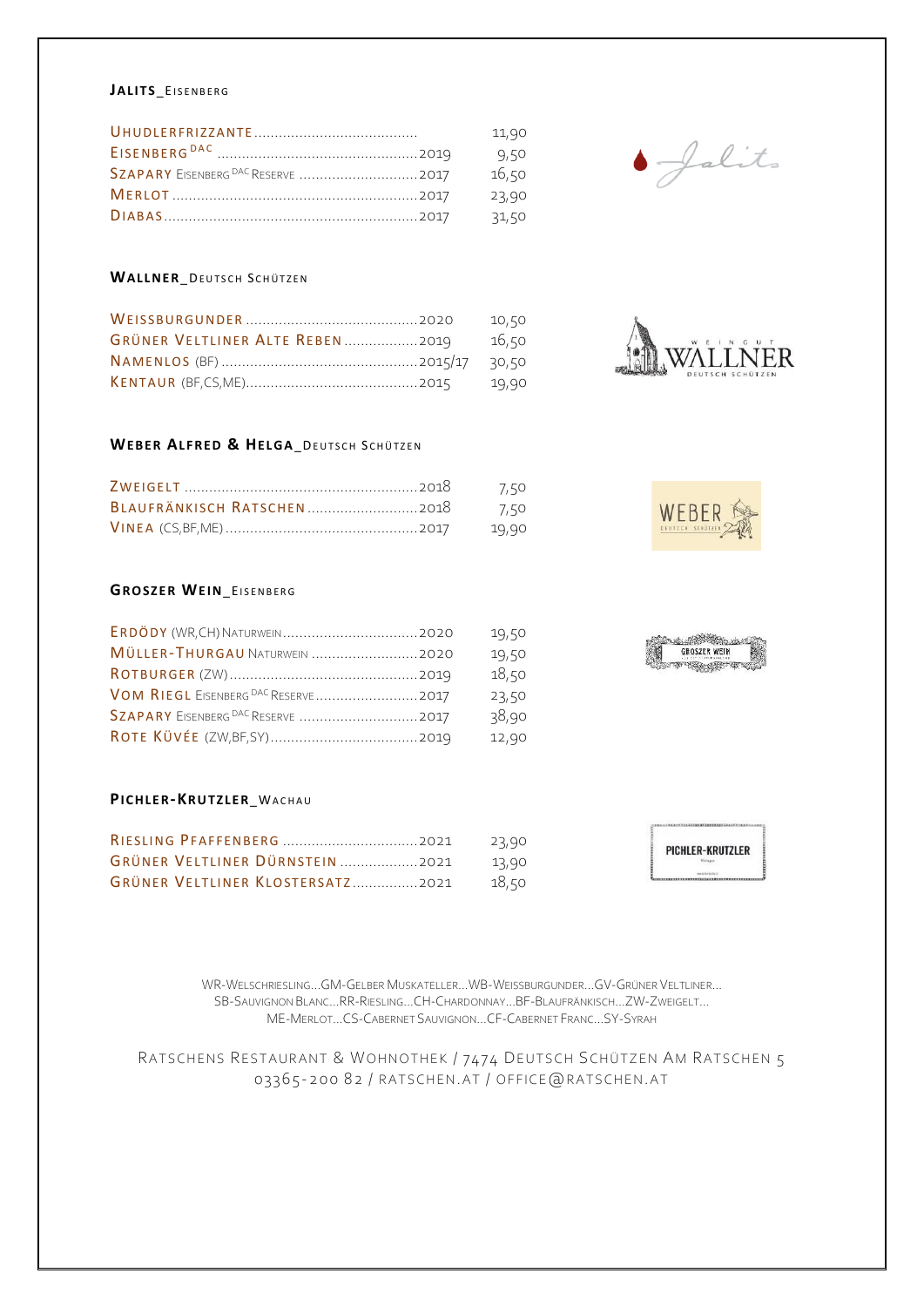## JALITS_EISENBERG

| | | |
|---|---|---|
| UHUDLERFRIZZANTE | | 11,90 |
| EISENBERG DAC | 2019 | 9,50 |
| SZAPARY EISENBERG DAC RESERVE | 2017 | 16,50 |
| MERLOT | 2017 | 23,90 |
| DIABAS | 2017 | 31,50 |

## WALLNER_DEUTSCH SCHÜTZEN

| | | |
|---|---|---|
| WEISSBURGUNDER | 2020 | 10,50 |
| GRÜNER VELTLINER ALTE REBEN | 2019 | 16,50 |
| NAMENLOS (BF) | 2015/17 | 30,50 |
| KENTAUR (BF,CS,ME) | 2015 | 19,90 |

## WEBER ALFRED & HELGA_DEUTSCH SCHÜTZEN

| | | |
|---|---|---|
| ZWEIGELT | 2018 | 7,50 |
| BLAUFRÄNKISCH RATSCHEN | 2018 | 7,50 |
| VINEA (CS,BF,ME) | 2017 | 19,90 |

## GROSZER WEIN_EISENBERG

| | | |
|---|---|---|
| ERDÖDY (WR,CH) NATURWEIN | 2020 | 19,50 |
| MÜLLER-THURGAU NATURWEIN | 2020 | 19,50 |
| ROTBURGER (ZW) | 2019 | 18,50 |
| VOM RIEGL EISENBERG DAC RESERVE | 2017 | 23,50 |
| SZAPARY EISENBERG DAC RESERVE | 2017 | 38,90 |
| ROTE KÜVÉE (ZW,BF,SY) | 2019 | 12,90 |

## PICHLER-KRUTZLER_WACHAU

| | | |
|---|---|---|
| RIESLING PFAFFENBERG | 2021 | 23,90 |
| GRÜNER VELTLINER DÜRNSTEIN | 2021 | 13,90 |
| GRÜNER VELTLINER KLOSTERSATZ | 2021 | 18,50 |

WR-WELSCHRIESLING...GM-GELBER MUSKATELLER...WB-WEISSBURGUNDER...GV-GRÜNER VELTLINER...
SB-SAUVIGNON BLANC...RR-RIESLING...CH-CHARDONNAY...BF-BLAUFRÄNKISCH...ZW-ZWEIGELT...
ME-MERLOT...CS-CABERNET SAUVIGNON...CF-CABERNET FRANC...SY-SYRAH

RATSCHENS RESTAURANT & WOHNOTHEK / 7474 DEUTSCH SCHÜTZEN AM RATSCHEN 5
03365-200 82 / RATSCHEN.AT / OFFICE@RATSCHEN.AT